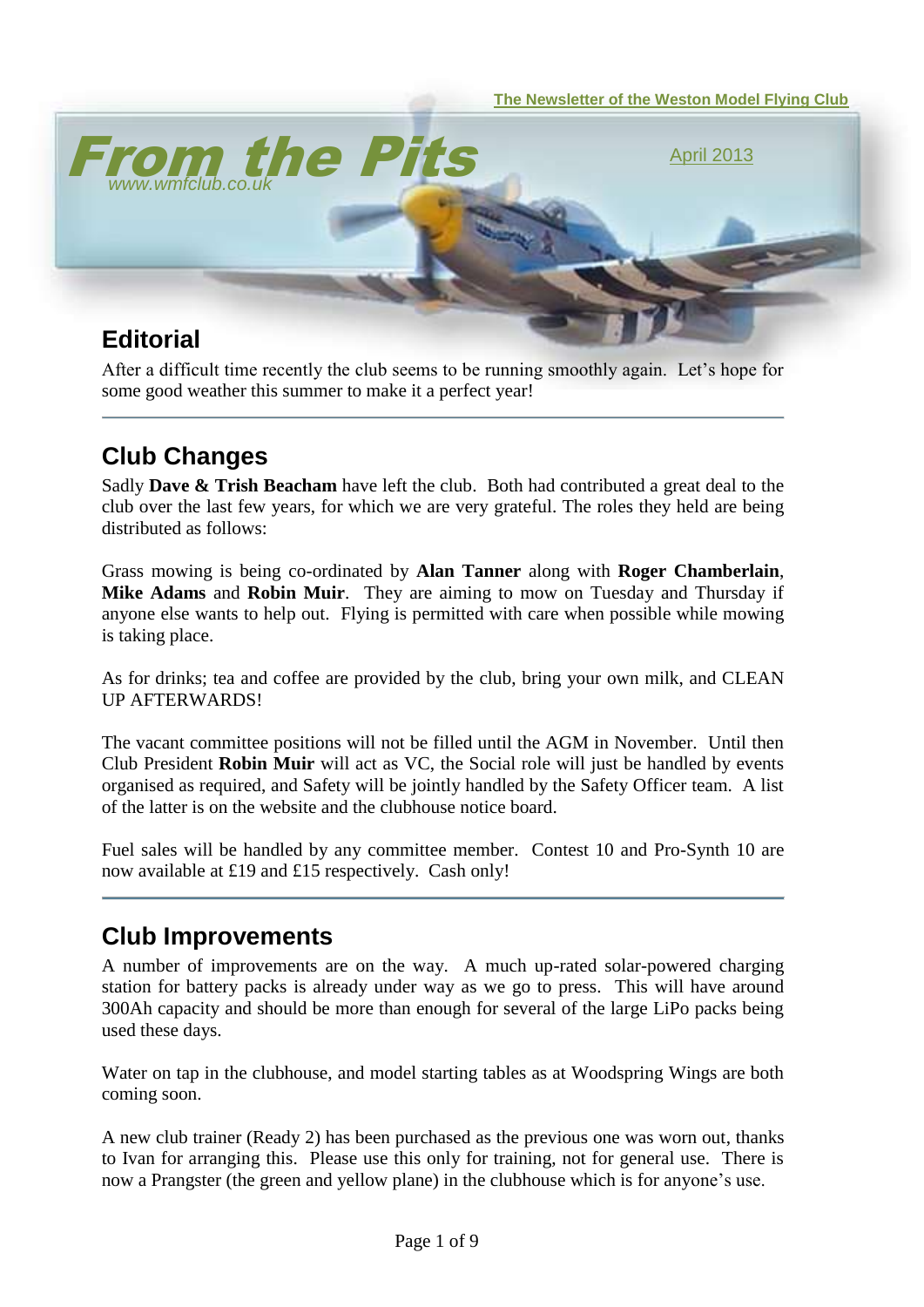The Newsletter of the Weston Model Flying Club

# From the Pits

www.wmfclub.co.uk

April 2013

## Editorial

After a difficult time recently the club seems to be running smoothly again. Let's hope for some good weather this summer to make it a perfect year!

---

## Club Changes

Sadly **Dave & Trish Beacham** have left the club. Both had contributed a great deal to the club over the last few years, for which we are very grateful. The roles they held are being distributed as follows:

Grass mowing is being co-ordinated by **Alan Tanner** along with **Roger Chamberlain**, **Mike Adams** and **Robin Muir**. They are aiming to mow on Tuesday and Thursday if anyone else wants to help out. Flying is permitted with care when possible while mowing is taking place.

As for drinks; tea and coffee are provided by the club, bring your own milk, and CLEAN UP AFTERWARDS!

The vacant committee positions will not be filled until the AGM in November. Until then Club President **Robin Muir** will act as VC, the Social role will just be handled by events organised as required, and Safety will be jointly handled by the Safety Officer team. A list of the latter is on the website and the clubhouse notice board.

Fuel sales will be handled by any committee member. Contest 10 and Pro-Synth 10 are now available at £19 and £15 respectively. Cash only!

---

## Club Improvements

A number of improvements are on the way. A much up-rated solar-powered charging station for battery packs is already under way as we go to press. This will have around 300Ah capacity and should be more than enough for several of the large LiPo packs being used these days.

Water on tap in the clubhouse, and model starting tables as at Woodspring Wings are both coming soon.

A new club trainer (Ready 2) has been purchased as the previous one was worn out, thanks to Ivan for arranging this. Please use this only for training, not for general use. There is now a Prangster (the green and yellow plane) in the clubhouse which is for anyone's use.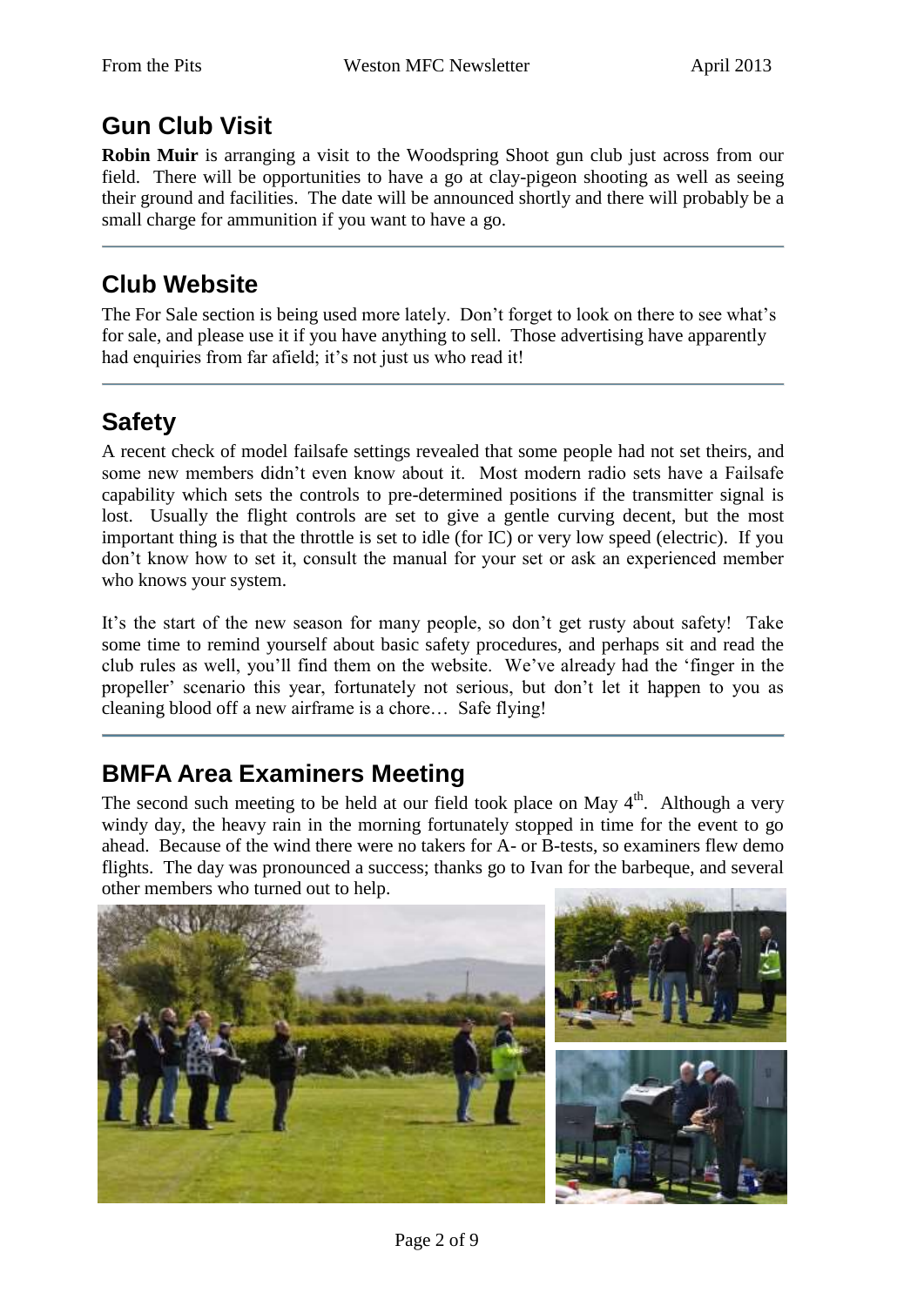## Gun Club Visit

**Robin Muir** is arranging a visit to the Woodspring Shoot gun club just across from our field. There will be opportunities to have a go at clay-pigeon shooting as well as seeing their ground and facilities. The date will be announced shortly and there will probably be a small charge for ammunition if you want to have a go.

---

## Club Website

The For Sale section is being used more lately. Don't forget to look on there to see what's for sale, and please use it if you have anything to sell. Those advertising have apparently had enquiries from far afield; it's not just us who read it!

---

## Safety

A recent check of model failsafe settings revealed that some people had not set theirs, and some new members didn't even know about it. Most modern radio sets have a Failsafe capability which sets the controls to pre-determined positions if the transmitter signal is lost. Usually the flight controls are set to give a gentle curving decent, but the most important thing is that the throttle is set to idle (for IC) or very low speed (electric). If you don't know how to set it, consult the manual for your set or ask an experienced member who knows your system.

It's the start of the new season for many people, so don't get rusty about safety! Take some time to remind yourself about basic safety procedures, and perhaps sit and read the club rules as well, you'll find them on the website. We've already had the 'finger in the propeller' scenario this year, fortunately not serious, but don't let it happen to you as cleaning blood off a new airframe is a chore… Safe flying!

---

## BMFA Area Examiners Meeting

The second such meeting to be held at our field took place on May 4th. Although a very windy day, the heavy rain in the morning fortunately stopped in time for the event to go ahead. Because of the wind there were no takers for A- or B-tests, so examiners flew demo flights. The day was pronounced a success; thanks go to Ivan for the barbeque, and several other members who turned out to help.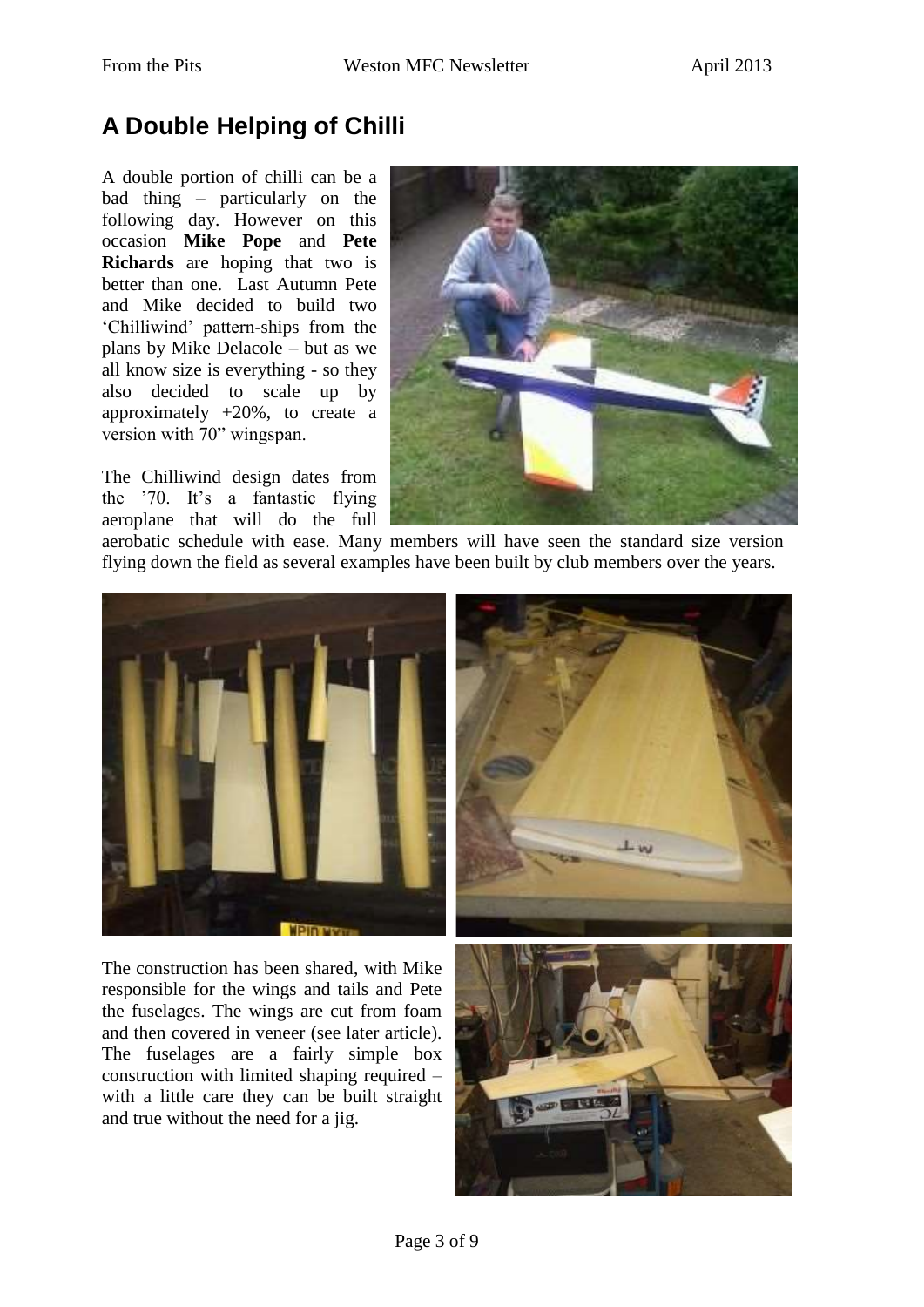# A Double Helping of Chilli

A double portion of chilli can be a bad thing – particularly on the following day. However on this occasion **Mike Pope** and **Pete Richards** are hoping that two is better than one. Last Autumn Pete and Mike decided to build two 'Chilliwind' pattern-ships from the plans by Mike Delacole – but as we all know size is everything - so they also decided to scale up by approximately +20%, to create a version with 70" wingspan.

The Chilliwind design dates from the '70. It's a fantastic flying aeroplane that will do the full aerobatic schedule with ease. Many members will have seen the standard size version flying down the field as several examples have been built by club members over the years.

The construction has been shared, with Mike responsible for the wings and tails and Pete the fuselages. The wings are cut from foam and then covered in veneer (see later article). The fuselages are a fairly simple box construction with limited shaping required – with a little care they can be built straight and true without the need for a jig.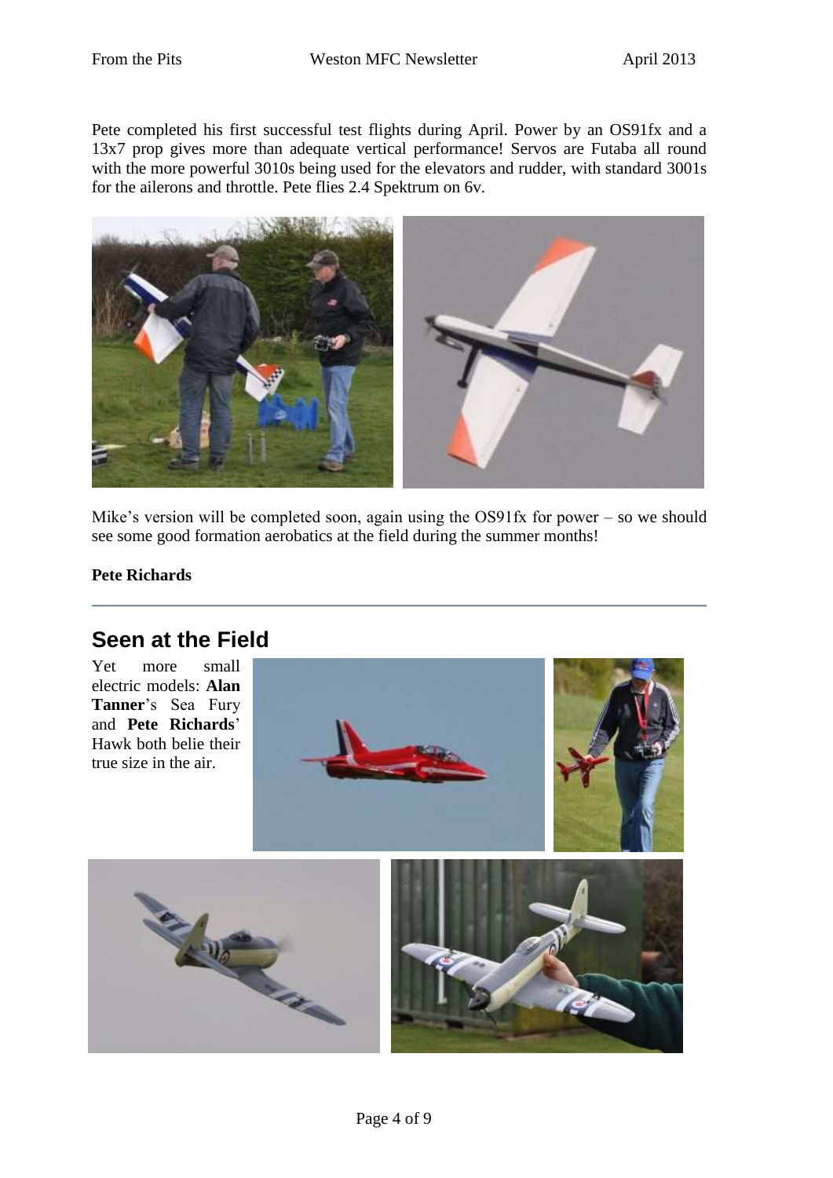Pete completed his first successful test flights during April. Power by an OS91fx and a 13x7 prop gives more than adequate vertical performance! Servos are Futaba all round with the more powerful 3010s being used for the elevators and rudder, with standard 3001s for the ailerons and throttle. Pete flies 2.4 Spektrum on 6v.

Mike's version will be completed soon, again using the OS91fx for power – so we should see some good formation aerobatics at the field during the summer months!

**Pete Richards**

---

## Seen at the Field

Yet more small electric models: **Alan Tanner**'s Sea Fury and **Pete Richards**' Hawk both belie their true size in the air.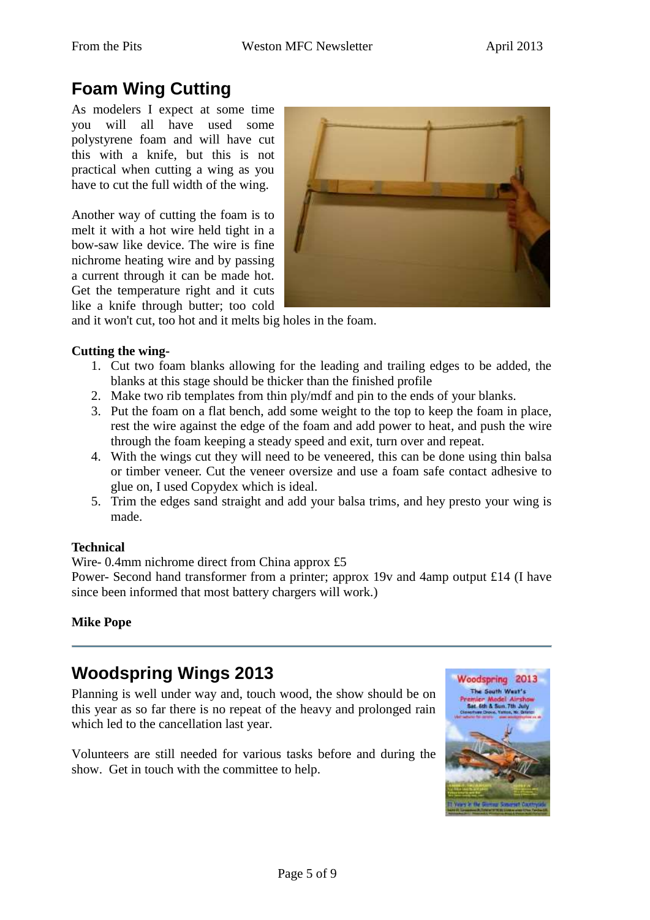## Foam Wing Cutting

As modelers I expect at some time you will all have used some polystyrene foam and will have cut this with a knife, but this is not practical when cutting a wing as you have to cut the full width of the wing.

Another way of cutting the foam is to melt it with a hot wire held tight in a bow-saw like device. The wire is fine nichrome heating wire and by passing a current through it can be made hot. Get the temperature right and it cuts like a knife through butter; too cold and it won't cut, too hot and it melts big holes in the foam.

**Cutting the wing-**

1. Cut two foam blanks allowing for the leading and trailing edges to be added, the blanks at this stage should be thicker than the finished profile
2. Make two rib templates from thin ply/mdf and pin to the ends of your blanks.
3. Put the foam on a flat bench, add some weight to the top to keep the foam in place, rest the wire against the edge of the foam and add power to heat, and push the wire through the foam keeping a steady speed and exit, turn over and repeat.
4. With the wings cut they will need to be veneered, this can be done using thin balsa or timber veneer. Cut the veneer oversize and use a foam safe contact adhesive to glue on, I used Copydex which is ideal.
5. Trim the edges sand straight and add your balsa trims, and hey presto your wing is made.

**Technical**

Wire- 0.4mm nichrome direct from China approx £5

Power- Second hand transformer from a printer; approx 19v and 4amp output £14 (I have since been informed that most battery chargers will work.)

**Mike Pope**

---

## Woodspring Wings 2013

Planning is well under way and, touch wood, the show should be on this year as so far there is no repeat of the heavy and prolonged rain which led to the cancellation last year.

Volunteers are still needed for various tasks before and during the show. Get in touch with the committee to help.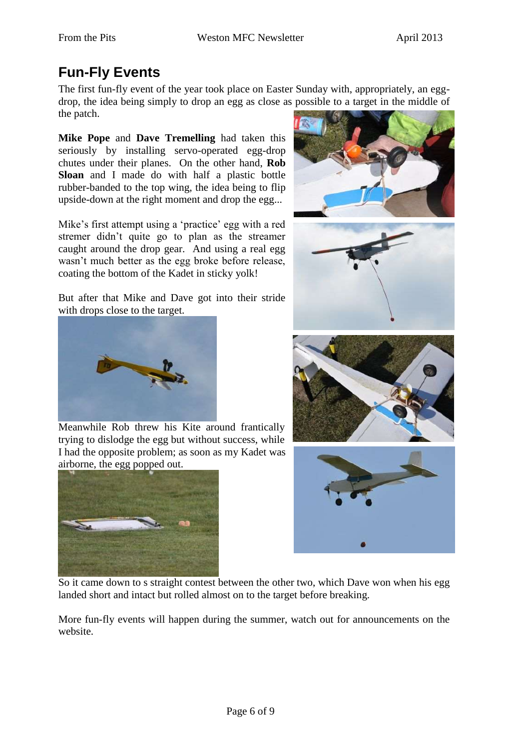## Fun-Fly Events

The first fun-fly event of the year took place on Easter Sunday with, appropriately, an egg-drop, the idea being simply to drop an egg as close as possible to a target in the middle of the patch.

**Mike Pope** and **Dave Tremelling** had taken this seriously by installing servo-operated egg-drop chutes under their planes. On the other hand, **Rob Sloan** and I made do with half a plastic bottle rubber-banded to the top wing, the idea being to flip upside-down at the right moment and drop the egg...

Mike's first attempt using a 'practice' egg with a red stremer didn't quite go to plan as the streamer caught around the drop gear. And using a real egg wasn't much better as the egg broke before release, coating the bottom of the Kadet in sticky yolk!

But after that Mike and Dave got into their stride with drops close to the target.

Meanwhile Rob threw his Kite around frantically trying to dislodge the egg but without success, while I had the opposite problem; as soon as my Kadet was airborne, the egg popped out.

So it came down to s straight contest between the other two, which Dave won when his egg landed short and intact but rolled almost on to the target before breaking.

More fun-fly events will happen during the summer, watch out for announcements on the website.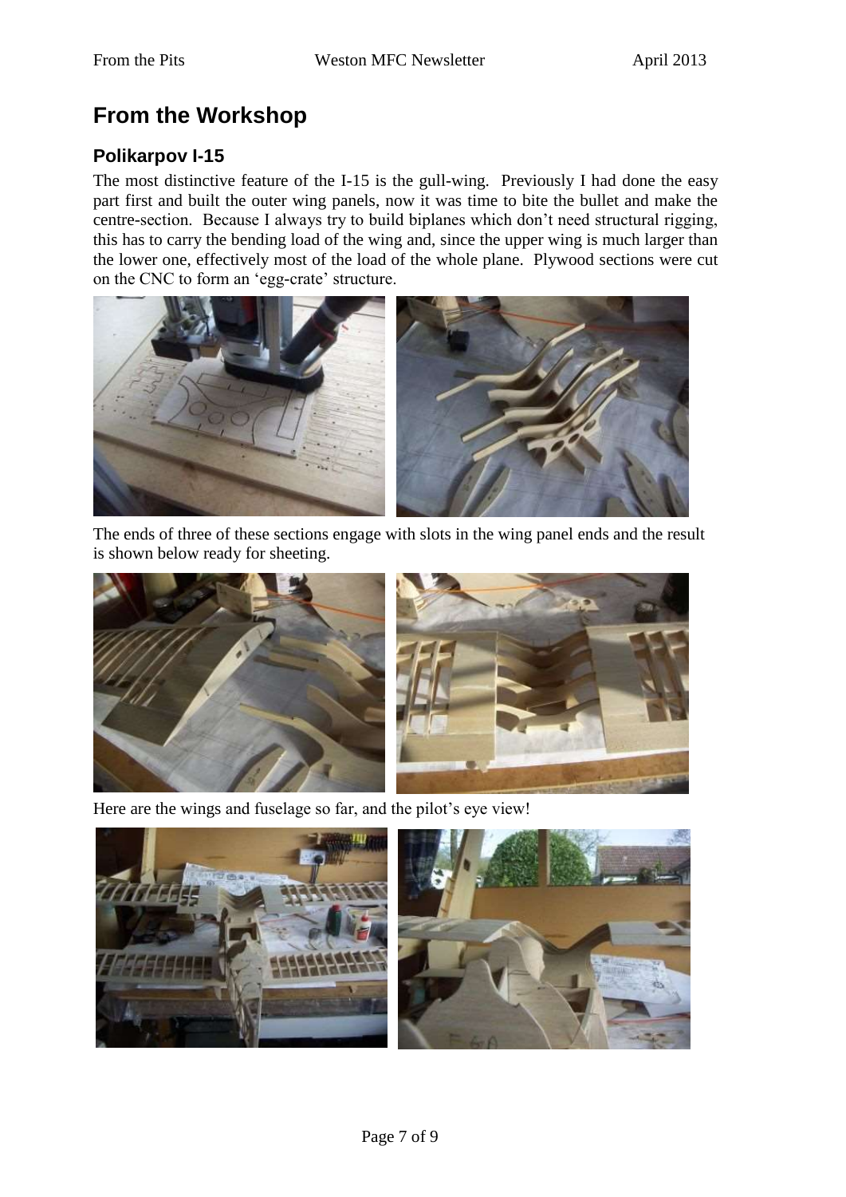# From the Workshop

## Polikarpov I-15

The most distinctive feature of the I-15 is the gull-wing. Previously I had done the easy part first and built the outer wing panels, now it was time to bite the bullet and make the centre-section. Because I always try to build biplanes which don't need structural rigging, this has to carry the bending load of the wing and, since the upper wing is much larger than the lower one, effectively most of the load of the whole plane. Plywood sections were cut on the CNC to form an 'egg-crate' structure.

The ends of three of these sections engage with slots in the wing panel ends and the result is shown below ready for sheeting.

Here are the wings and fuselage so far, and the pilot's eye view!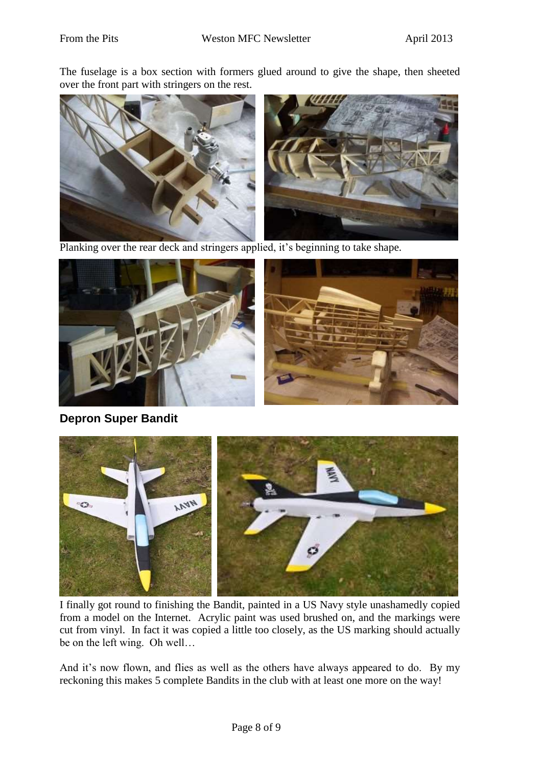The fuselage is a box section with formers glued around to give the shape, then sheeted over the front part with stringers on the rest.

Planking over the rear deck and stringers applied, it's beginning to take shape.

## Depron Super Bandit

I finally got round to finishing the Bandit, painted in a US Navy style unashamedly copied from a model on the Internet. Acrylic paint was used brushed on, and the markings were cut from vinyl. In fact it was copied a little too closely, as the US marking should actually be on the left wing. Oh well…

And it's now flown, and flies as well as the others have always appeared to do. By my reckoning this makes 5 complete Bandits in the club with at least one more on the way!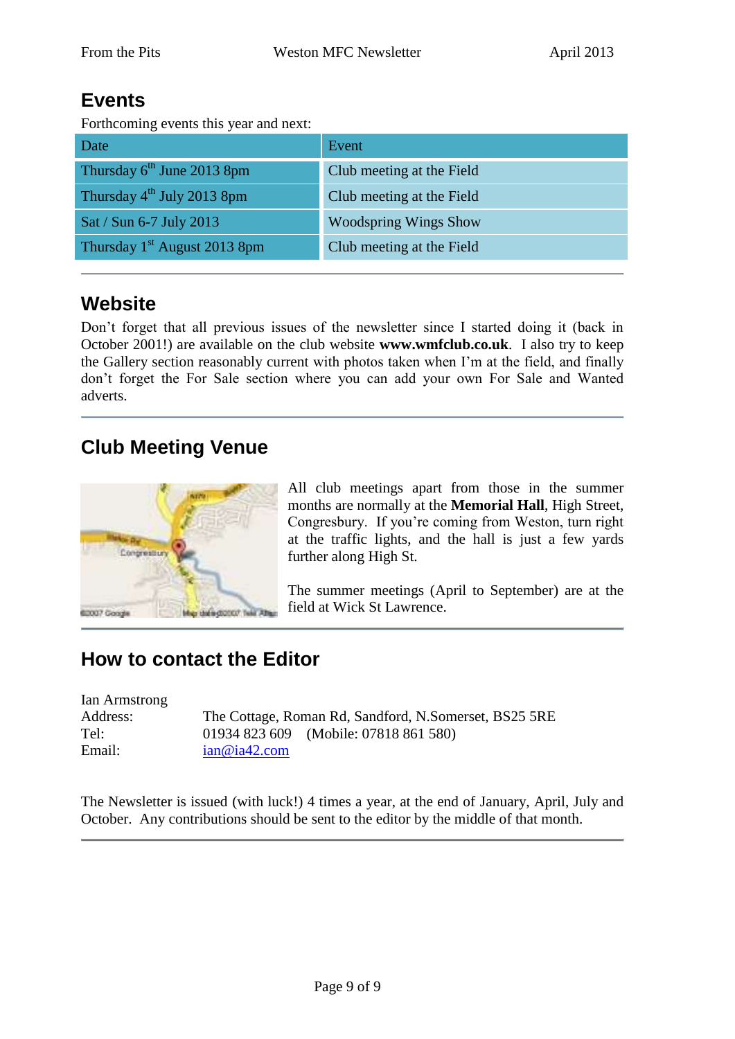## Events

Forthcoming events this year and next:

| Date | Event |
|---|---|
| Thursday 6th June 2013 8pm | Club meeting at the Field |
| Thursday 4th July 2013 8pm | Club meeting at the Field |
| Sat / Sun 6-7 July 2013 | Woodspring Wings Show |
| Thursday 1st August 2013 8pm | Club meeting at the Field |

## Website

Don't forget that all previous issues of the newsletter since I started doing it (back in October 2001!) are available on the club website **www.wmfclub.co.uk**. I also try to keep the Gallery section reasonably current with photos taken when I'm at the field, and finally don't forget the For Sale section where you can add your own For Sale and Wanted adverts.

## Club Meeting Venue

All club meetings apart from those in the summer months are normally at the **Memorial Hall**, High Street, Congresbury. If you're coming from Weston, turn right at the traffic lights, and the hall is just a few yards further along High St.

The summer meetings (April to September) are at the field at Wick St Lawrence.

## How to contact the Editor

Ian Armstrong
Address: The Cottage, Roman Rd, Sandford, N.Somerset, BS25 5RE
Tel: 01934 823 609 (Mobile: 07818 861 580)
Email: ian@ia42.com

The Newsletter is issued (with luck!) 4 times a year, at the end of January, April, July and October. Any contributions should be sent to the editor by the middle of that month.